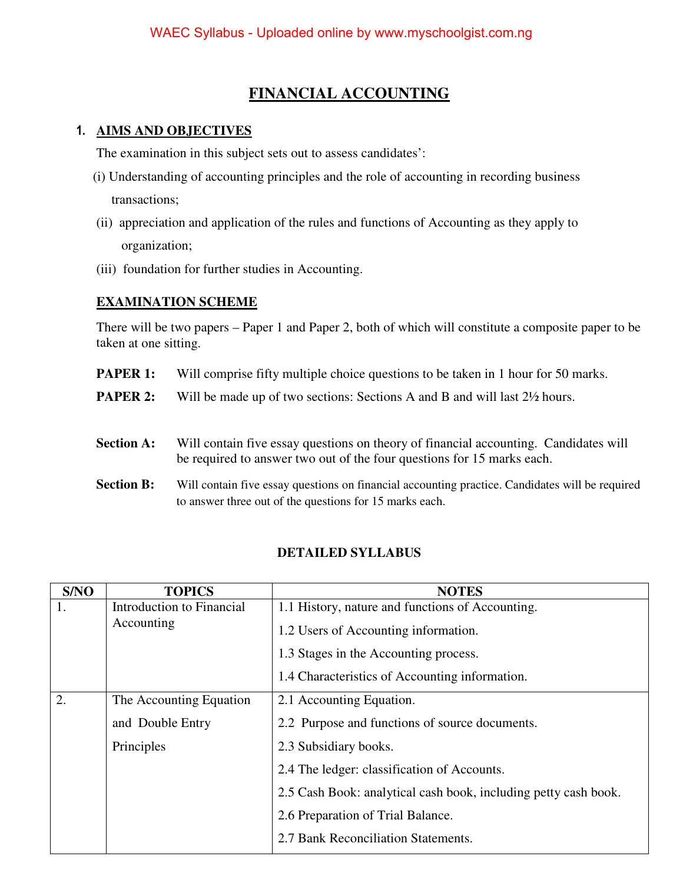# FINANCIAL ACCOUNTING

## 1. AIMS AND OBJECTIVES

The examination in this subject sets out to assess candidates':

(i) Understanding of accounting principles and the role of accounting in recording business transactions;

(ii) appreciation and application of the rules and functions of Accounting as they apply to organization;

(iii) foundation for further studies in Accounting.

## EXAMINATION SCHEME

There will be two papers – Paper 1 and Paper 2, both of which will constitute a composite paper to be taken at one sitting.

**PAPER 1:** Will comprise fifty multiple choice questions to be taken in 1 hour for 50 marks.

**PAPER 2:** Will be made up of two sections: Sections A and B and will last 2½ hours.

**Section A:** Will contain five essay questions on theory of financial accounting. Candidates will be required to answer two out of the four questions for 15 marks each.

**Section B:** Will contain five essay questions on financial accounting practice. Candidates will be required to answer three out of the questions for 15 marks each.

## DETAILED SYLLABUS

| S/NO | TOPICS | NOTES |
|---|---|---|
| 1. | Introduction to Financial Accounting | 1.1 History, nature and functions of Accounting.<br>1.2 Users of Accounting information.<br>1.3 Stages in the Accounting process.<br>1.4 Characteristics of Accounting information. |
| 2. | The Accounting Equation and Double Entry Principles | 2.1 Accounting Equation.<br>2.2 Purpose and functions of source documents.<br>2.3 Subsidiary books.<br>2.4 The ledger: classification of Accounts.<br>2.5 Cash Book: analytical cash book, including petty cash book.<br>2.6 Preparation of Trial Balance.<br>2.7 Bank Reconciliation Statements. |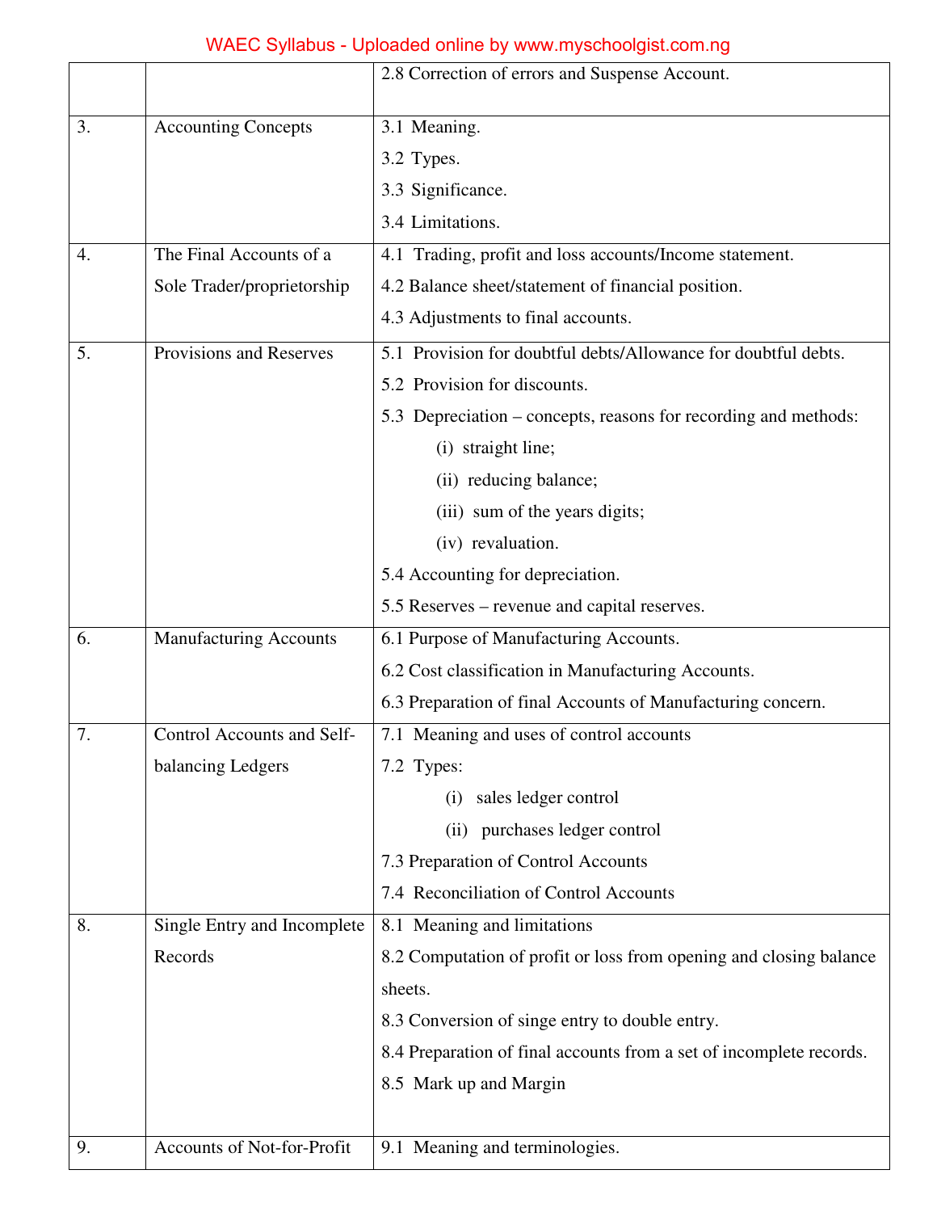| | | |
|---|---|---|
| | | 2.8 Correction of errors and Suspense Account. |
| 3. | Accounting Concepts | 3.1 Meaning.<br>3.2 Types.<br>3.3 Significance.<br>3.4 Limitations. |
| 4. | The Final Accounts of a Sole Trader/proprietorship | 4.1 Trading, profit and loss accounts/Income statement.<br>4.2 Balance sheet/statement of financial position.<br>4.3 Adjustments to final accounts. |
| 5. | Provisions and Reserves | 5.1 Provision for doubtful debts/Allowance for doubtful debts.<br>5.2 Provision for discounts.<br>5.3 Depreciation – concepts, reasons for recording and methods:<br>(i) straight line;<br>(ii) reducing balance;<br>(iii) sum of the years digits;<br>(iv) revaluation.<br>5.4 Accounting for depreciation.<br>5.5 Reserves – revenue and capital reserves. |
| 6. | Manufacturing Accounts | 6.1 Purpose of Manufacturing Accounts.<br>6.2 Cost classification in Manufacturing Accounts.<br>6.3 Preparation of final Accounts of Manufacturing concern. |
| 7. | Control Accounts and Self-balancing Ledgers | 7.1 Meaning and uses of control accounts<br>7.2 Types:<br>(i) sales ledger control<br>(ii) purchases ledger control<br>7.3 Preparation of Control Accounts<br>7.4 Reconciliation of Control Accounts |
| 8. | Single Entry and Incomplete Records | 8.1 Meaning and limitations<br>8.2 Computation of profit or loss from opening and closing balance sheets.<br>8.3 Conversion of singe entry to double entry.<br>8.4 Preparation of final accounts from a set of incomplete records.<br>8.5 Mark up and Margin |
| 9. | Accounts of Not-for-Profit | 9.1 Meaning and terminologies. |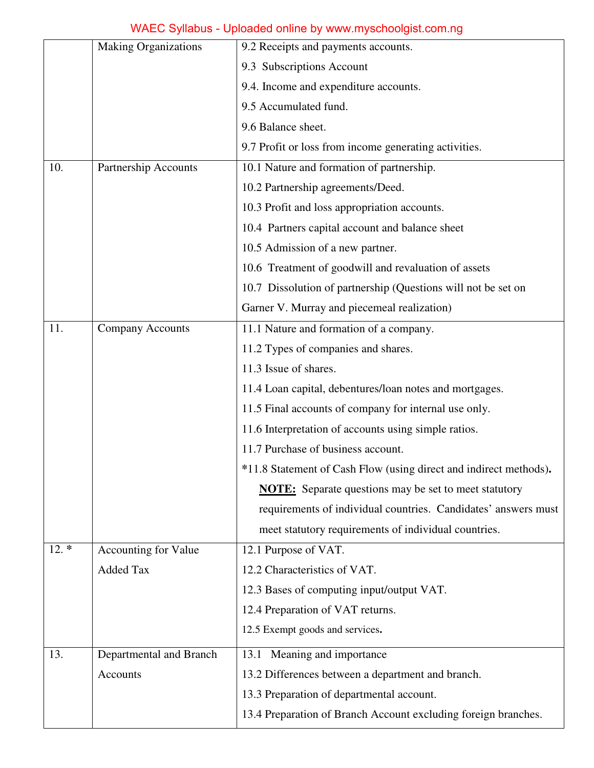| | | |
|---|---|---|
| | Making Organizations | 9.2 Receipts and payments accounts.<br>9.3 Subscriptions Account<br>9.4. Income and expenditure accounts.<br>9.5 Accumulated fund.<br>9.6 Balance sheet.<br>9.7 Profit or loss from income generating activities. |
| 10. | Partnership Accounts | 10.1 Nature and formation of partnership.<br>10.2 Partnership agreements/Deed.<br>10.3 Profit and loss appropriation accounts.<br>10.4 Partners capital account and balance sheet<br>10.5 Admission of a new partner.<br>10.6 Treatment of goodwill and revaluation of assets<br>10.7 Dissolution of partnership (Questions will not be set on Garner V. Murray and piecemeal realization) |
| 11. | Company Accounts | 11.1 Nature and formation of a company.<br>11.2 Types of companies and shares.<br>11.3 Issue of shares.<br>11.4 Loan capital, debentures/loan notes and mortgages.<br>11.5 Final accounts of company for internal use only.<br>11.6 Interpretation of accounts using simple ratios.<br>11.7 Purchase of business account.<br>*11.8 Statement of Cash Flow (using direct and indirect methods).<br>**NOTE:** Separate questions may be set to meet statutory requirements of individual countries. Candidates' answers must meet statutory requirements of individual countries. |
| 12. * | Accounting for Value Added Tax | 12.1 Purpose of VAT.<br>12.2 Characteristics of VAT.<br>12.3 Bases of computing input/output VAT.<br>12.4 Preparation of VAT returns.<br>12.5 Exempt goods and services. |
| 13. | Departmental and Branch Accounts | 13.1 Meaning and importance<br>13.2 Differences between a department and branch.<br>13.3 Preparation of departmental account.<br>13.4 Preparation of Branch Account excluding foreign branches. |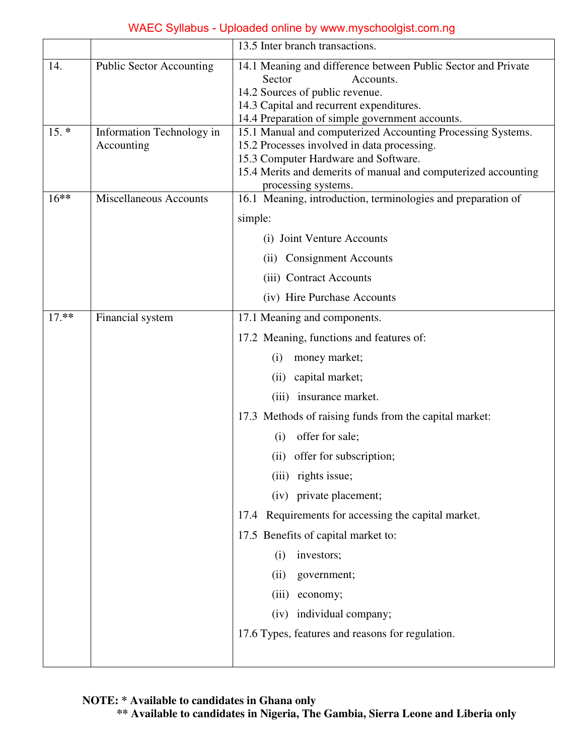| | | |
|---|---|---|
| | | 13.5 Inter branch transactions. |
| 14. | Public Sector Accounting | 14.1 Meaning and difference between Public Sector and Private Sector Accounts.<br>14.2 Sources of public revenue.<br>14.3 Capital and recurrent expenditures.<br>14.4 Preparation of simple government accounts. |
| 15. * | Information Technology in Accounting | 15.1 Manual and computerized Accounting Processing Systems.<br>15.2 Processes involved in data processing.<br>15.3 Computer Hardware and Software.<br>15.4 Merits and demerits of manual and computerized accounting processing systems. |
| 16** | Miscellaneous Accounts | 16.1 Meaning, introduction, terminologies and preparation of simple:<br>(i) Joint Venture Accounts<br>(ii) Consignment Accounts<br>(iii) Contract Accounts<br>(iv) Hire Purchase Accounts |
| 17.** | Financial system | 17.1 Meaning and components.<br>17.2 Meaning, functions and features of:<br>(i) money market;<br>(ii) capital market;<br>(iii) insurance market.<br>17.3 Methods of raising funds from the capital market:<br>(i) offer for sale;<br>(ii) offer for subscription;<br>(iii) rights issue;<br>(iv) private placement;<br>17.4 Requirements for accessing the capital market.<br>17.5 Benefits of capital market to:<br>(i) investors;<br>(ii) government;<br>(iii) economy;<br>(iv) individual company;<br>17.6 Types, features and reasons for regulation. |

**NOTE: * Available to candidates in Ghana only**
**** Available to candidates in Nigeria, The Gambia, Sierra Leone and Liberia only**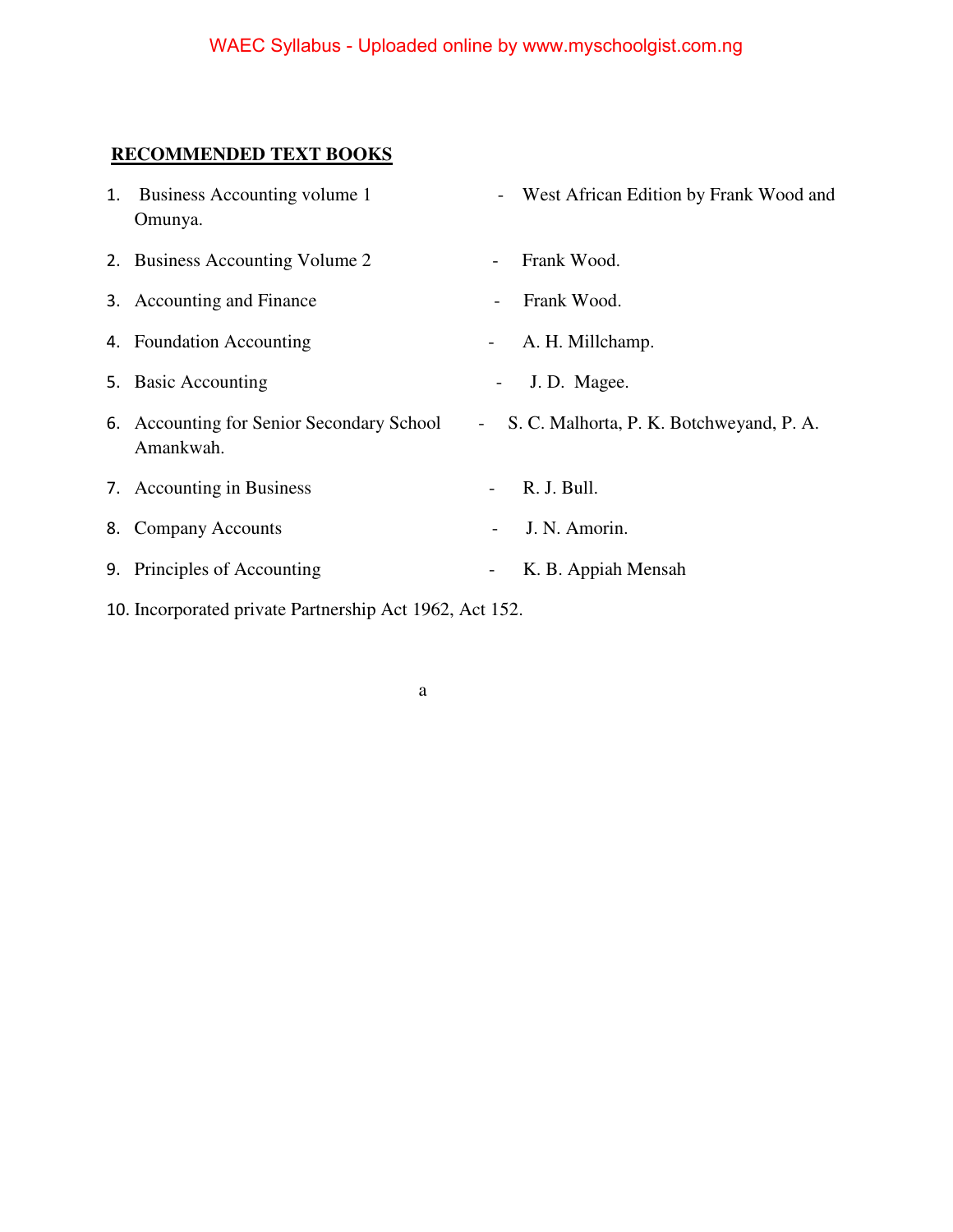## RECOMMENDED TEXT BOOKS

1. Business Accounting volume 1 - West African Edition by Frank Wood and Omunya.
2. Business Accounting Volume 2 - Frank Wood.
3. Accounting and Finance - Frank Wood.
4. Foundation Accounting - A. H. Millchamp.
5. Basic Accounting - J. D. Magee.
6. Accounting for Senior Secondary School - S. C. Malhorta, P. K. Botchweyand, P. A. Amankwah.
7. Accounting in Business - R. J. Bull.
8. Company Accounts - J. N. Amorin.
9. Principles of Accounting - K. B. Appiah Mensah
10. Incorporated private Partnership Act 1962, Act 152.

a